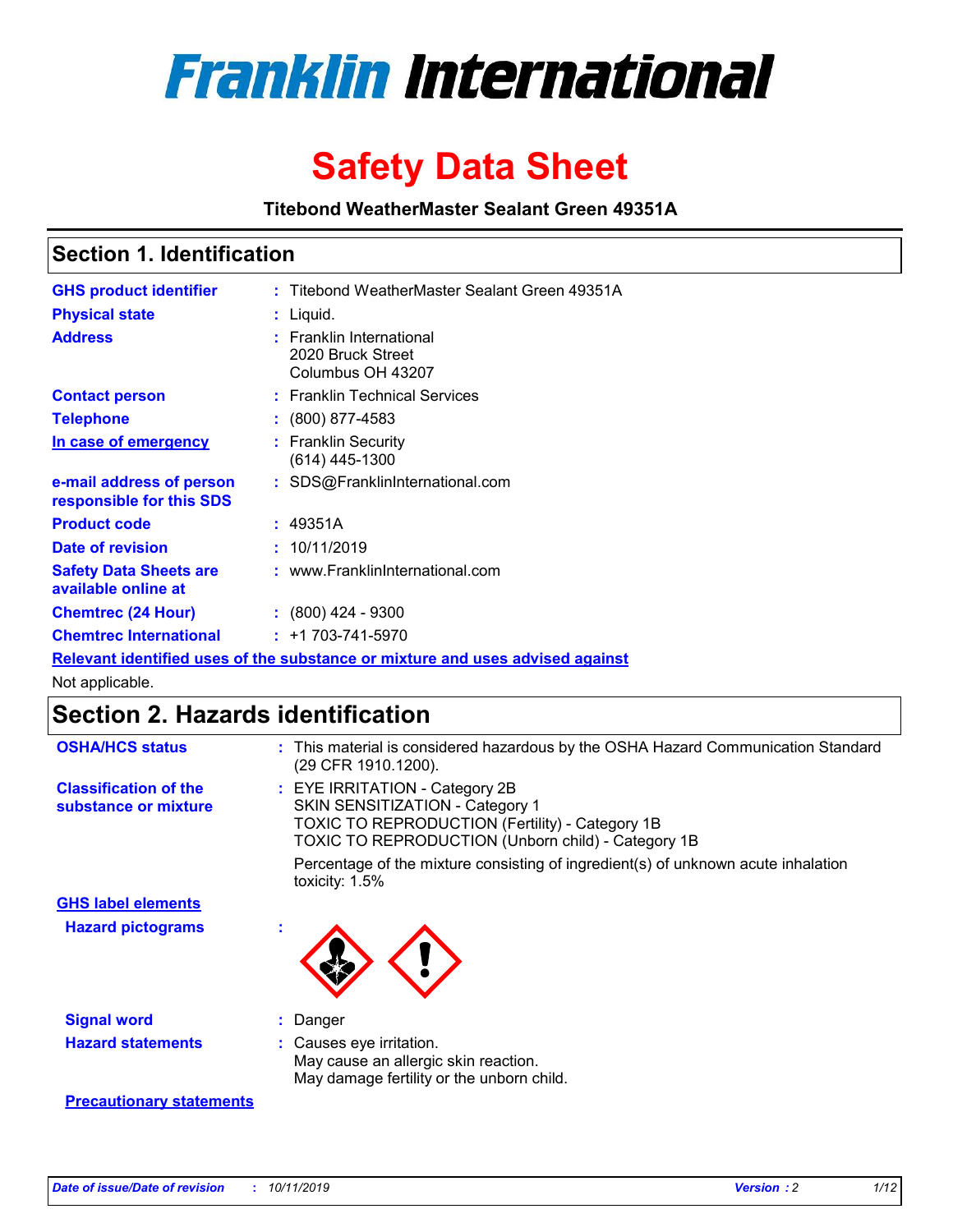# Franklin International

# Safety Data Sheet

**Titebond WeatherMaster Sealant Green 49351A**

## Section 1. Identification

| | |
|---|---|
| **GHS product identifier** | : Titebond WeatherMaster Sealant Green 49351A |
| **Physical state** | : Liquid. |
| **Address** | : Franklin International<br>2020 Bruck Street<br>Columbus OH 43207 |
| **Contact person** | : Franklin Technical Services |
| **Telephone** | : (800) 877-4583 |
| **In case of emergency** | : Franklin Security<br>(614) 445-1300 |
| **e-mail address of person responsible for this SDS** | : SDS@FranklinInternational.com |
| **Product code** | : 49351A |
| **Date of revision** | : 10/11/2019 |
| **Safety Data Sheets are available online at** | : www.FranklinInternational.com |
| **Chemtrec (24 Hour)** | : (800) 424 - 9300 |
| **Chemtrec International** | : +1 703-741-5970 |

**Relevant identified uses of the substance or mixture and uses advised against**

Not applicable.

## Section 2. Hazards identification

**OSHA/HCS status** : This material is considered hazardous by the OSHA Hazard Communication Standard (29 CFR 1910.1200).

**Classification of the substance or mixture** : EYE IRRITATION - Category 2B
SKIN SENSITIZATION - Category 1
TOXIC TO REPRODUCTION (Fertility) - Category 1B
TOXIC TO REPRODUCTION (Unborn child) - Category 1B

Percentage of the mixture consisting of ingredient(s) of unknown acute inhalation toxicity: 1.5%

**GHS label elements**

**Hazard pictograms** :

**Signal word** : Danger

**Hazard statements** : Causes eye irritation.
May cause an allergic skin reaction.
May damage fertility or the unborn child.

**Precautionary statements**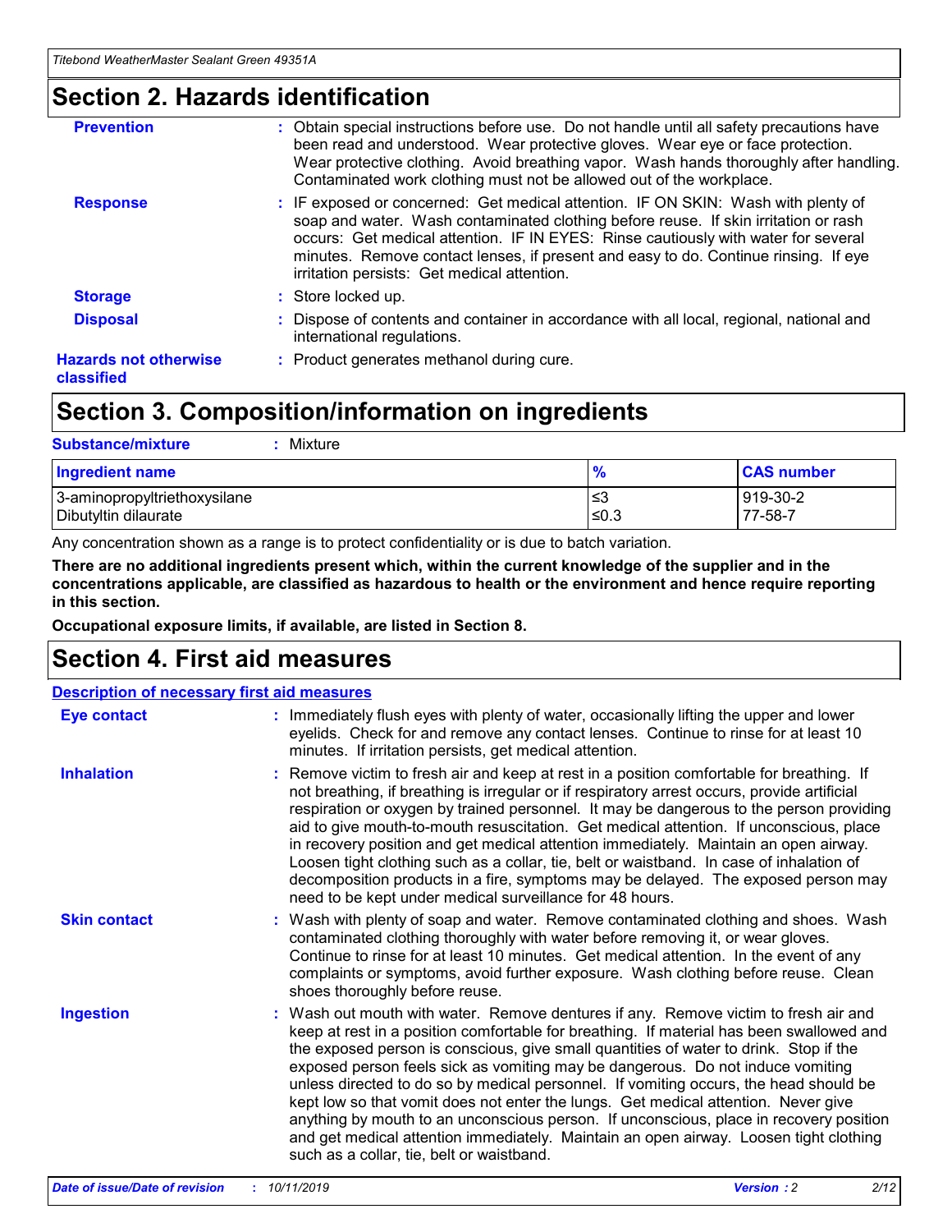## Section 2. Hazards identification

| | |
|---|---|
| **Prevention** | : Obtain special instructions before use. Do not handle until all safety precautions have been read and understood. Wear protective gloves. Wear eye or face protection. Wear protective clothing. Avoid breathing vapor. Wash hands thoroughly after handling. Contaminated work clothing must not be allowed out of the workplace. |
| **Response** | : IF exposed or concerned: Get medical attention. IF ON SKIN: Wash with plenty of soap and water. Wash contaminated clothing before reuse. If skin irritation or rash occurs: Get medical attention. IF IN EYES: Rinse cautiously with water for several minutes. Remove contact lenses, if present and easy to do. Continue rinsing. If eye irritation persists: Get medical attention. |
| **Storage** | : Store locked up. |
| **Disposal** | : Dispose of contents and container in accordance with all local, regional, national and international regulations. |
| **Hazards not otherwise classified** | : Product generates methanol during cure. |

## Section 3. Composition/information on ingredients

**Substance/mixture** : Mixture

| Ingredient name | % | CAS number |
|---|---|---|
| 3-aminopropyltriethoxysilane | ≤3 | 919-30-2 |
| Dibutyltin dilaurate | ≤0.3 | 77-58-7 |

Any concentration shown as a range is to protect confidentiality or is due to batch variation.

**There are no additional ingredients present which, within the current knowledge of the supplier and in the concentrations applicable, are classified as hazardous to health or the environment and hence require reporting in this section.**

**Occupational exposure limits, if available, are listed in Section 8.**

## Section 4. First aid measures

**Description of necessary first aid measures**

| | |
|---|---|
| **Eye contact** | : Immediately flush eyes with plenty of water, occasionally lifting the upper and lower eyelids. Check for and remove any contact lenses. Continue to rinse for at least 10 minutes. If irritation persists, get medical attention. |
| **Inhalation** | : Remove victim to fresh air and keep at rest in a position comfortable for breathing. If not breathing, if breathing is irregular or if respiratory arrest occurs, provide artificial respiration or oxygen by trained personnel. It may be dangerous to the person providing aid to give mouth-to-mouth resuscitation. Get medical attention. If unconscious, place in recovery position and get medical attention immediately. Maintain an open airway. Loosen tight clothing such as a collar, tie, belt or waistband. In case of inhalation of decomposition products in a fire, symptoms may be delayed. The exposed person may need to be kept under medical surveillance for 48 hours. |
| **Skin contact** | : Wash with plenty of soap and water. Remove contaminated clothing and shoes. Wash contaminated clothing thoroughly with water before removing it, or wear gloves. Continue to rinse for at least 10 minutes. Get medical attention. In the event of any complaints or symptoms, avoid further exposure. Wash clothing before reuse. Clean shoes thoroughly before reuse. |
| **Ingestion** | : Wash out mouth with water. Remove dentures if any. Remove victim to fresh air and keep at rest in a position comfortable for breathing. If material has been swallowed and the exposed person is conscious, give small quantities of water to drink. Stop if the exposed person feels sick as vomiting may be dangerous. Do not induce vomiting unless directed to do so by medical personnel. If vomiting occurs, the head should be kept low so that vomit does not enter the lungs. Get medical attention. Never give anything by mouth to an unconscious person. If unconscious, place in recovery position and get medical attention immediately. Maintain an open airway. Loosen tight clothing such as a collar, tie, belt or waistband. |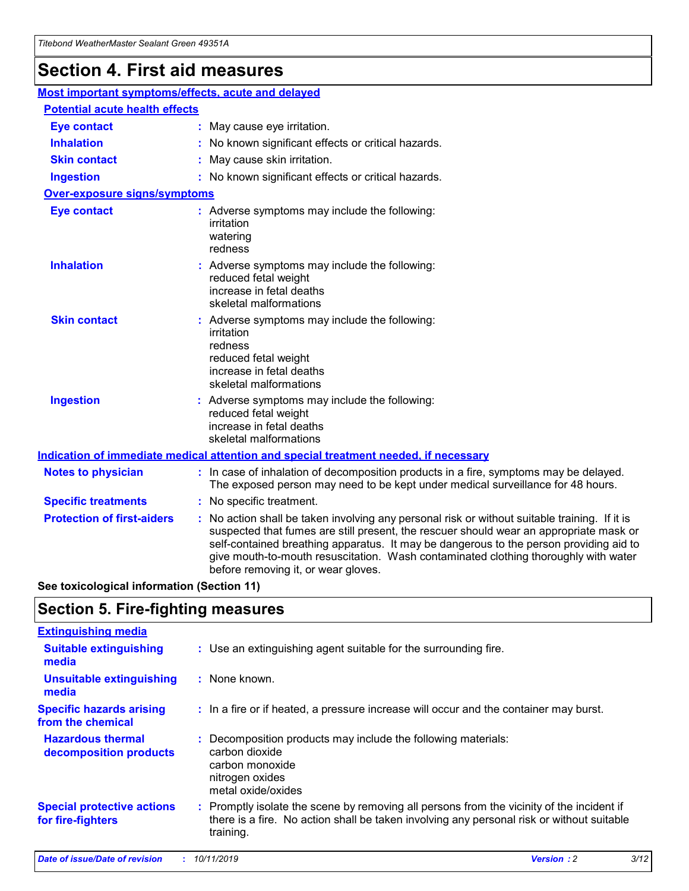# Section 4. First aid measures

## Most important symptoms/effects, acute and delayed

### Potential acute health effects

| | |
|---|---|
| **Eye contact** | : May cause eye irritation. |
| **Inhalation** | : No known significant effects or critical hazards. |
| **Skin contact** | : May cause skin irritation. |
| **Ingestion** | : No known significant effects or critical hazards. |

### Over-exposure signs/symptoms

| | |
|---|---|
| **Eye contact** | : Adverse symptoms may include the following: irritation, watering, redness |
| **Inhalation** | : Adverse symptoms may include the following: reduced fetal weight, increase in fetal deaths, skeletal malformations |
| **Skin contact** | : Adverse symptoms may include the following: irritation, redness, reduced fetal weight, increase in fetal deaths, skeletal malformations |
| **Ingestion** | : Adverse symptoms may include the following: reduced fetal weight, increase in fetal deaths, skeletal malformations |

## Indication of immediate medical attention and special treatment needed, if necessary

| | |
|---|---|
| **Notes to physician** | : In case of inhalation of decomposition products in a fire, symptoms may be delayed. The exposed person may need to be kept under medical surveillance for 48 hours. |
| **Specific treatments** | : No specific treatment. |
| **Protection of first-aiders** | : No action shall be taken involving any personal risk or without suitable training. If it is suspected that fumes are still present, the rescuer should wear an appropriate mask or self-contained breathing apparatus. It may be dangerous to the person providing aid to give mouth-to-mouth resuscitation. Wash contaminated clothing thoroughly with water before removing it, or wear gloves. |

**See toxicological information (Section 11)**

# Section 5. Fire-fighting measures

## Extinguishing media

| | |
|---|---|
| **Suitable extinguishing media** | : Use an extinguishing agent suitable for the surrounding fire. |
| **Unsuitable extinguishing media** | : None known. |
| **Specific hazards arising from the chemical** | : In a fire or if heated, a pressure increase will occur and the container may burst. |
| **Hazardous thermal decomposition products** | : Decomposition products may include the following materials: carbon dioxide, carbon monoxide, nitrogen oxides, metal oxide/oxides |
| **Special protective actions for fire-fighters** | : Promptly isolate the scene by removing all persons from the vicinity of the incident if there is a fire. No action shall be taken involving any personal risk or without suitable training. |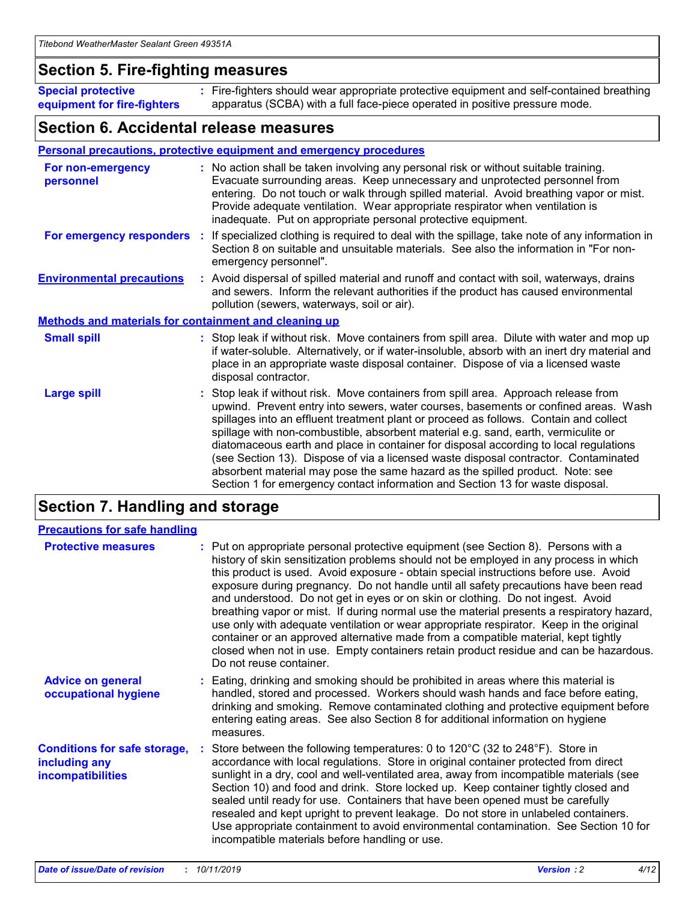## Section 5. Fire-fighting measures

**Special protective equipment for fire-fighters** : Fire-fighters should wear appropriate protective equipment and self-contained breathing apparatus (SCBA) with a full face-piece operated in positive pressure mode.

## Section 6. Accidental release measures

### Personal precautions, protective equipment and emergency procedures

**For non-emergency personnel** : No action shall be taken involving any personal risk or without suitable training. Evacuate surrounding areas. Keep unnecessary and unprotected personnel from entering. Do not touch or walk through spilled material. Avoid breathing vapor or mist. Provide adequate ventilation. Wear appropriate respirator when ventilation is inadequate. Put on appropriate personal protective equipment.

**For emergency responders** : If specialized clothing is required to deal with the spillage, take note of any information in Section 8 on suitable and unsuitable materials. See also the information in "For non-emergency personnel".

**Environmental precautions** : Avoid dispersal of spilled material and runoff and contact with soil, waterways, drains and sewers. Inform the relevant authorities if the product has caused environmental pollution (sewers, waterways, soil or air).

### Methods and materials for containment and cleaning up

**Small spill** : Stop leak if without risk. Move containers from spill area. Dilute with water and mop up if water-soluble. Alternatively, or if water-insoluble, absorb with an inert dry material and place in an appropriate waste disposal container. Dispose of via a licensed waste disposal contractor.

**Large spill** : Stop leak if without risk. Move containers from spill area. Approach release from upwind. Prevent entry into sewers, water courses, basements or confined areas. Wash spillages into an effluent treatment plant or proceed as follows. Contain and collect spillage with non-combustible, absorbent material e.g. sand, earth, vermiculite or diatomaceous earth and place in container for disposal according to local regulations (see Section 13). Dispose of via a licensed waste disposal contractor. Contaminated absorbent material may pose the same hazard as the spilled product. Note: see Section 1 for emergency contact information and Section 13 for waste disposal.

## Section 7. Handling and storage

### Precautions for safe handling

**Protective measures** : Put on appropriate personal protective equipment (see Section 8). Persons with a history of skin sensitization problems should not be employed in any process in which this product is used. Avoid exposure - obtain special instructions before use. Avoid exposure during pregnancy. Do not handle until all safety precautions have been read and understood. Do not get in eyes or on skin or clothing. Do not ingest. Avoid breathing vapor or mist. If during normal use the material presents a respiratory hazard, use only with adequate ventilation or wear appropriate respirator. Keep in the original container or an approved alternative made from a compatible material, kept tightly closed when not in use. Empty containers retain product residue and can be hazardous. Do not reuse container.

**Advice on general occupational hygiene** : Eating, drinking and smoking should be prohibited in areas where this material is handled, stored and processed. Workers should wash hands and face before eating, drinking and smoking. Remove contaminated clothing and protective equipment before entering eating areas. See also Section 8 for additional information on hygiene measures.

**Conditions for safe storage, including any incompatibilities** : Store between the following temperatures: 0 to 120°C (32 to 248°F). Store in accordance with local regulations. Store in original container protected from direct sunlight in a dry, cool and well-ventilated area, away from incompatible materials (see Section 10) and food and drink. Store locked up. Keep container tightly closed and sealed until ready for use. Containers that have been opened must be carefully resealed and kept upright to prevent leakage. Do not store in unlabeled containers. Use appropriate containment to avoid environmental contamination. See Section 10 for incompatible materials before handling or use.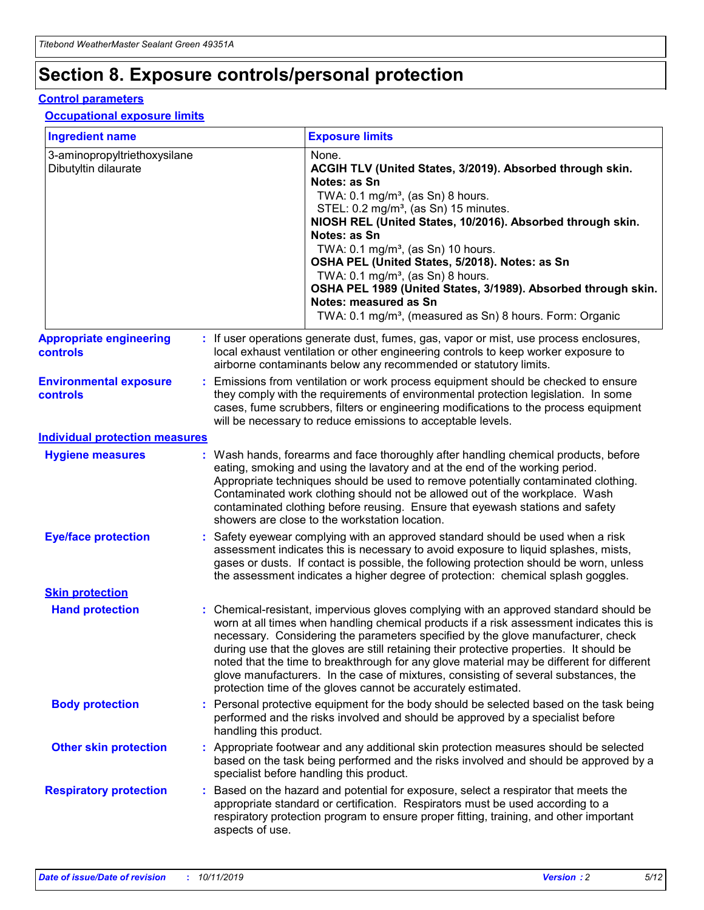# Section 8. Exposure controls/personal protection

## Control parameters

### Occupational exposure limits

| Ingredient name | Exposure limits |
|---|---|
| 3-aminopropyltriethoxysilane<br>Dibutyltin dilaurate | None.<br>**ACGIH TLV (United States, 3/2019). Absorbed through skin. Notes: as Sn**<br>TWA: 0.1 mg/m³, (as Sn) 8 hours.<br>STEL: 0.2 mg/m³, (as Sn) 15 minutes.<br>**NIOSH REL (United States, 10/2016). Absorbed through skin. Notes: as Sn**<br>TWA: 0.1 mg/m³, (as Sn) 10 hours.<br>**OSHA PEL (United States, 5/2018). Notes: as Sn**<br>TWA: 0.1 mg/m³, (as Sn) 8 hours.<br>**OSHA PEL 1989 (United States, 3/1989). Absorbed through skin. Notes: measured as Sn**<br>TWA: 0.1 mg/m³, (measured as Sn) 8 hours. Form: Organic |

**Appropriate engineering controls** : If user operations generate dust, fumes, gas, vapor or mist, use process enclosures, local exhaust ventilation or other engineering controls to keep worker exposure to airborne contaminants below any recommended or statutory limits.

**Environmental exposure controls** : Emissions from ventilation or work process equipment should be checked to ensure they comply with the requirements of environmental protection legislation. In some cases, fume scrubbers, filters or engineering modifications to the process equipment will be necessary to reduce emissions to acceptable levels.

## Individual protection measures

**Hygiene measures** : Wash hands, forearms and face thoroughly after handling chemical products, before eating, smoking and using the lavatory and at the end of the working period. Appropriate techniques should be used to remove potentially contaminated clothing. Contaminated work clothing should not be allowed out of the workplace. Wash contaminated clothing before reusing. Ensure that eyewash stations and safety showers are close to the workstation location.

**Eye/face protection** : Safety eyewear complying with an approved standard should be used when a risk assessment indicates this is necessary to avoid exposure to liquid splashes, mists, gases or dusts. If contact is possible, the following protection should be worn, unless the assessment indicates a higher degree of protection: chemical splash goggles.

### Skin protection

**Hand protection** : Chemical-resistant, impervious gloves complying with an approved standard should be worn at all times when handling chemical products if a risk assessment indicates this is necessary. Considering the parameters specified by the glove manufacturer, check during use that the gloves are still retaining their protective properties. It should be noted that the time to breakthrough for any glove material may be different for different glove manufacturers. In the case of mixtures, consisting of several substances, the protection time of the gloves cannot be accurately estimated.

**Body protection** : Personal protective equipment for the body should be selected based on the task being performed and the risks involved and should be approved by a specialist before handling this product.

**Other skin protection** : Appropriate footwear and any additional skin protection measures should be selected based on the task being performed and the risks involved and should be approved by a specialist before handling this product.

**Respiratory protection** : Based on the hazard and potential for exposure, select a respirator that meets the appropriate standard or certification. Respirators must be used according to a respiratory protection program to ensure proper fitting, training, and other important aspects of use.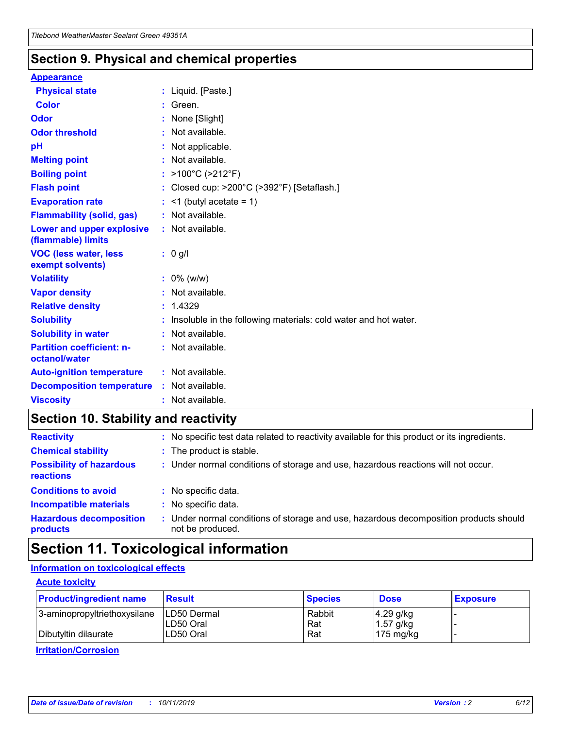## Section 9. Physical and chemical properties

### Appearance

| | | |
|---|---|---|
| **Physical state** | : | Liquid. [Paste.] |
| **Color** | : | Green. |
| **Odor** | : | None [Slight] |
| **Odor threshold** | : | Not available. |
| **pH** | : | Not applicable. |
| **Melting point** | : | Not available. |
| **Boiling point** | : | >100°C (>212°F) |
| **Flash point** | : | Closed cup: >200°C (>392°F) [Setaflash.] |
| **Evaporation rate** | : | <1 (butyl acetate = 1) |
| **Flammability (solid, gas)** | : | Not available. |
| **Lower and upper explosive (flammable) limits** | : | Not available. |
| **VOC (less water, less exempt solvents)** | : | 0 g/l |
| **Volatility** | : | 0% (w/w) |
| **Vapor density** | : | Not available. |
| **Relative density** | : | 1.4329 |
| **Solubility** | : | Insoluble in the following materials: cold water and hot water. |
| **Solubility in water** | : | Not available. |
| **Partition coefficient: n-octanol/water** | : | Not available. |
| **Auto-ignition temperature** | : | Not available. |
| **Decomposition temperature** | : | Not available. |
| **Viscosity** | : | Not available. |

## Section 10. Stability and reactivity

| | | |
|---|---|---|
| **Reactivity** | : | No specific test data related to reactivity available for this product or its ingredients. |
| **Chemical stability** | : | The product is stable. |
| **Possibility of hazardous reactions** | : | Under normal conditions of storage and use, hazardous reactions will not occur. |
| **Conditions to avoid** | : | No specific data. |
| **Incompatible materials** | : | No specific data. |
| **Hazardous decomposition products** | : | Under normal conditions of storage and use, hazardous decomposition products should not be produced. |

## Section 11. Toxicological information

### Information on toxicological effects

#### Acute toxicity

| Product/ingredient name | Result | Species | Dose | Exposure |
|---|---|---|---|---|
| 3-aminopropyltriethoxysilane | LD50 Dermal | Rabbit | 4.29 g/kg | - |
| | LD50 Oral | Rat | 1.57 g/kg | - |
| Dibutyltin dilaurate | LD50 Oral | Rat | 175 mg/kg | - |

#### Irritation/Corrosion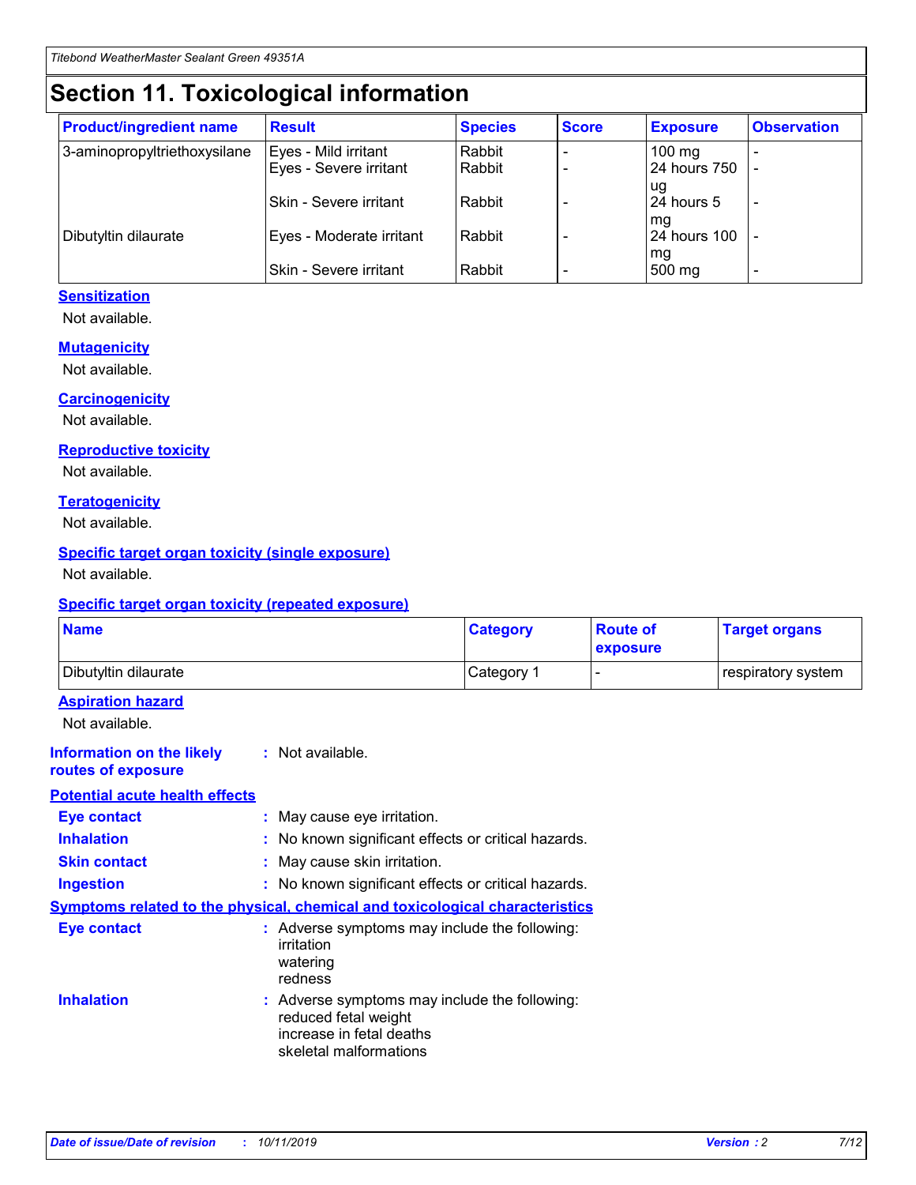# Section 11. Toxicological information

| Product/ingredient name | Result | Species | Score | Exposure | Observation |
|---|---|---|---|---|---|
| 3-aminopropyltriethoxysilane | Eyes - Mild irritant | Rabbit | - | 100 mg | - |
| | Eyes - Severe irritant | Rabbit | - | 24 hours 750 ug | - |
| | Skin - Severe irritant | Rabbit | - | 24 hours 5 mg | - |
| Dibutyltin dilaurate | Eyes - Moderate irritant | Rabbit | - | 24 hours 100 mg | - |
| | Skin - Severe irritant | Rabbit | - | 500 mg | - |

**Sensitization**

Not available.

**Mutagenicity**

Not available.

**Carcinogenicity**

Not available.

**Reproductive toxicity**

Not available.

**Teratogenicity**

Not available.

**Specific target organ toxicity (single exposure)**

Not available.

**Specific target organ toxicity (repeated exposure)**

| Name | Category | Route of exposure | Target organs |
|---|---|---|---|
| Dibutyltin dilaurate | Category 1 | - | respiratory system |

**Aspiration hazard**

Not available.

**Information on the likely routes of exposure** : Not available.

**Potential acute health effects**

**Eye contact** : May cause eye irritation.

**Inhalation** : No known significant effects or critical hazards.

**Skin contact** : May cause skin irritation.

**Ingestion** : No known significant effects or critical hazards.

**Symptoms related to the physical, chemical and toxicological characteristics**

**Eye contact** : Adverse symptoms may include the following:
irritation
watering
redness

**Inhalation** : Adverse symptoms may include the following:
reduced fetal weight
increase in fetal deaths
skeletal malformations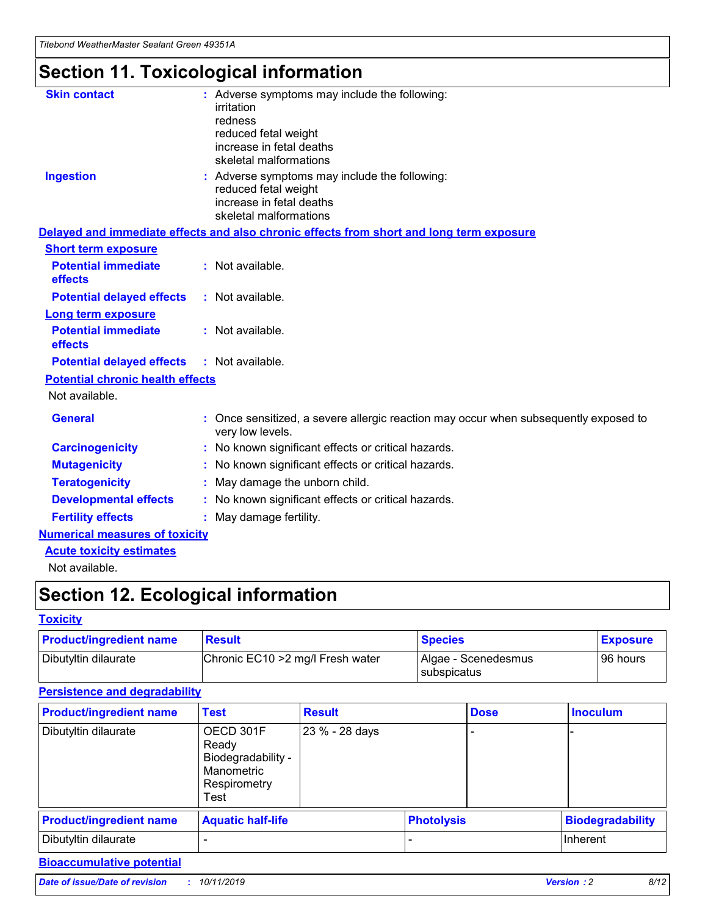# Section 11. Toxicological information

**Skin contact** : Adverse symptoms may include the following:
irritation
redness
reduced fetal weight
increase in fetal deaths
skeletal malformations

**Ingestion** : Adverse symptoms may include the following:
reduced fetal weight
increase in fetal deaths
skeletal malformations

**Delayed and immediate effects and also chronic effects from short and long term exposure**

**Short term exposure**

**Potential immediate effects** : Not available.

**Potential delayed effects** : Not available.

**Long term exposure**

**Potential immediate effects** : Not available.

**Potential delayed effects** : Not available.

**Potential chronic health effects**

Not available.

**General** : Once sensitized, a severe allergic reaction may occur when subsequently exposed to very low levels.

**Carcinogenicity** : No known significant effects or critical hazards.

**Mutagenicity** : No known significant effects or critical hazards.

**Teratogenicity** : May damage the unborn child.

**Developmental effects** : No known significant effects or critical hazards.

**Fertility effects** : May damage fertility.

**Numerical measures of toxicity**

**Acute toxicity estimates**

Not available.

# Section 12. Ecological information

**Toxicity**

| Product/ingredient name | Result | Species | Exposure |
|---|---|---|---|
| Dibutyltin dilaurate | Chronic EC10 >2 mg/l Fresh water | Algae - Scenedesmus subspicatus | 96 hours |

**Persistence and degradability**

| Product/ingredient name | Test | Result | Dose | Inoculum |
|---|---|---|---|---|
| Dibutyltin dilaurate | OECD 301F Ready Biodegradability - Manometric Respirometry Test | 23 % - 28 days | - | - |

| Product/ingredient name | Aquatic half-life | Photolysis | Biodegradability |
|---|---|---|---|
| Dibutyltin dilaurate | - | - | Inherent |

**Bioaccumulative potential**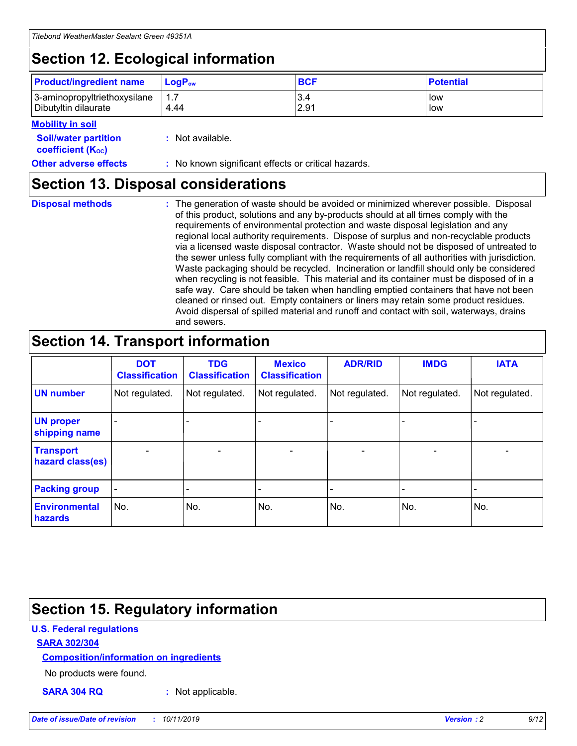## Section 12. Ecological information

| Product/ingredient name | $LogP_{ow}$ | BCF | Potential |
|---|---|---|---|
| 3-aminopropyltriethoxysilane | 1.7 | 3.4 | low |
| Dibutyltin dilaurate | 4.44 | 2.91 | low |

**Mobility in soil**

**Soil/water partition coefficient ($K_{OC}$)** : Not available.

**Other adverse effects** : No known significant effects or critical hazards.

## Section 13. Disposal considerations

**Disposal methods** : The generation of waste should be avoided or minimized wherever possible. Disposal of this product, solutions and any by-products should at all times comply with the requirements of environmental protection and waste disposal legislation and any regional local authority requirements. Dispose of surplus and non-recyclable products via a licensed waste disposal contractor. Waste should not be disposed of untreated to the sewer unless fully compliant with the requirements of all authorities with jurisdiction. Waste packaging should be recycled. Incineration or landfill should only be considered when recycling is not feasible. This material and its container must be disposed of in a safe way. Care should be taken when handling emptied containers that have not been cleaned or rinsed out. Empty containers or liners may retain some product residues. Avoid dispersal of spilled material and runoff and contact with soil, waterways, drains and sewers.

## Section 14. Transport information

| | DOT Classification | TDG Classification | Mexico Classification | ADR/RID | IMDG | IATA |
|---|---|---|---|---|---|---|
| UN number | Not regulated. | Not regulated. | Not regulated. | Not regulated. | Not regulated. | Not regulated. |
| UN proper shipping name | - | - | - | - | - | - |
| Transport hazard class(es) | - | - | - | - | - | - |
| Packing group | - | - | - | - | - | - |
| Environmental hazards | No. | No. | No. | No. | No. | No. |

## Section 15. Regulatory information

**U.S. Federal regulations**

**SARA 302/304**

**Composition/information on ingredients**

No products were found.

**SARA 304 RQ** : Not applicable.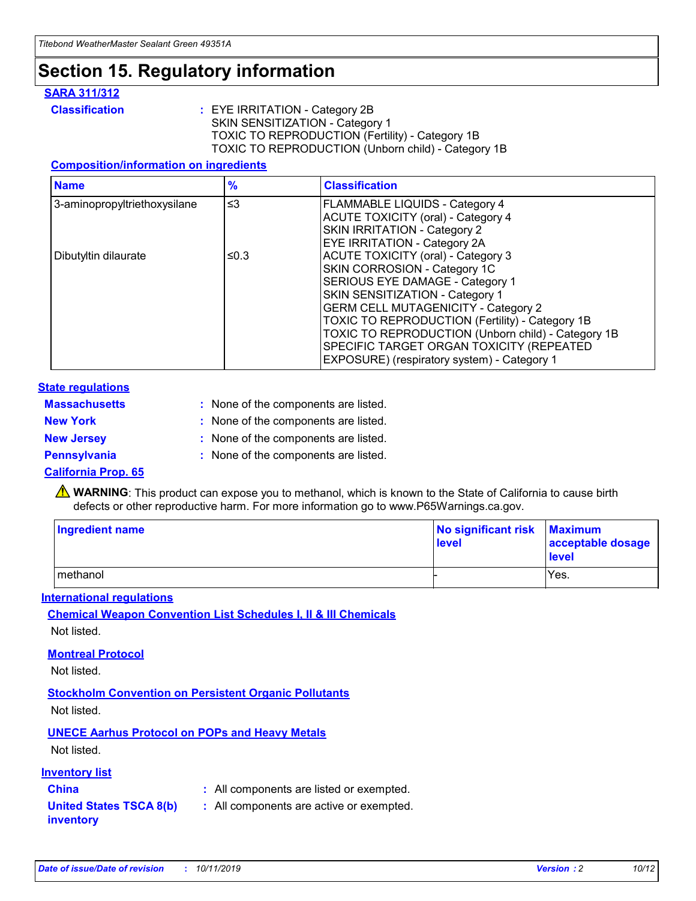# Section 15. Regulatory information

## SARA 311/312

**Classification** : EYE IRRITATION - Category 2B
SKIN SENSITIZATION - Category 1
TOXIC TO REPRODUCTION (Fertility) - Category 1B
TOXIC TO REPRODUCTION (Unborn child) - Category 1B

### Composition/information on ingredients

| Name | % | Classification |
|---|---|---|
| 3-aminopropyltriethoxysilane | ≤3 | FLAMMABLE LIQUIDS - Category 4<br>ACUTE TOXICITY (oral) - Category 4<br>SKIN IRRITATION - Category 2<br>EYE IRRITATION - Category 2A |
| Dibutyltin dilaurate | ≤0.3 | ACUTE TOXICITY (oral) - Category 3<br>SKIN CORROSION - Category 1C<br>SERIOUS EYE DAMAGE - Category 1<br>SKIN SENSITIZATION - Category 1<br>GERM CELL MUTAGENICITY - Category 2<br>TOXIC TO REPRODUCTION (Fertility) - Category 1B<br>TOXIC TO REPRODUCTION (Unborn child) - Category 1B<br>SPECIFIC TARGET ORGAN TOXICITY (REPEATED EXPOSURE) (respiratory system) - Category 1 |

## State regulations

**Massachusetts** : None of the components are listed.

**New York** : None of the components are listed.

**New Jersey** : None of the components are listed.

**Pennsylvania** : None of the components are listed.

### California Prop. 65

⚠ **WARNING**: This product can expose you to methanol, which is known to the State of California to cause birth defects or other reproductive harm. For more information go to www.P65Warnings.ca.gov.

| Ingredient name | No significant risk level | Maximum acceptable dosage level |
|---|---|---|
| methanol | - | Yes. |

## International regulations

### Chemical Weapon Convention List Schedules I, II & III Chemicals

Not listed.

### Montreal Protocol

Not listed.

### Stockholm Convention on Persistent Organic Pollutants

Not listed.

### UNECE Aarhus Protocol on POPs and Heavy Metals

Not listed.

## Inventory list

**China** : All components are listed or exempted.

**United States TSCA 8(b) inventory** : All components are active or exempted.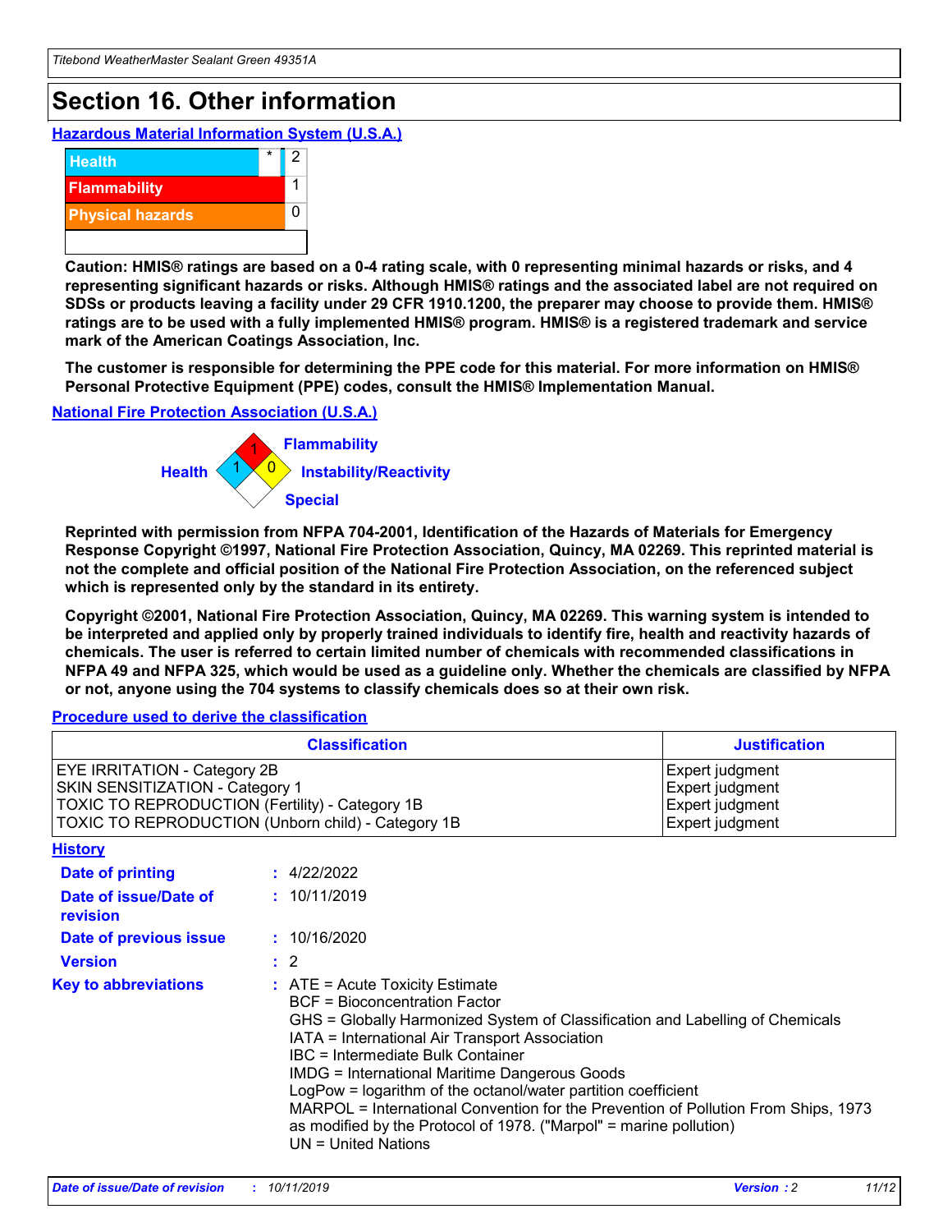# Section 16. Other information

### Hazardous Material Information System (U.S.A.)

| | | |
|---|---|---|
| Health | * | 2 |
| Flammability | | 1 |
| Physical hazards | | 0 |
| | | |

**Caution: HMIS® ratings are based on a 0-4 rating scale, with 0 representing minimal hazards or risks, and 4 representing significant hazards or risks. Although HMIS® ratings and the associated label are not required on SDSs or products leaving a facility under 29 CFR 1910.1200, the preparer may choose to provide them. HMIS® ratings are to be used with a fully implemented HMIS® program. HMIS® is a registered trademark and service mark of the American Coatings Association, Inc.**

**The customer is responsible for determining the PPE code for this material. For more information on HMIS® Personal Protective Equipment (PPE) codes, consult the HMIS® Implementation Manual.**

### National Fire Protection Association (U.S.A.)

Flammability: 1
Health: 1
Instability/Reactivity: 0
Special:

**Reprinted with permission from NFPA 704-2001, Identification of the Hazards of Materials for Emergency Response Copyright ©1997, National Fire Protection Association, Quincy, MA 02269. This reprinted material is not the complete and official position of the National Fire Protection Association, on the referenced subject which is represented only by the standard in its entirety.**

**Copyright ©2001, National Fire Protection Association, Quincy, MA 02269. This warning system is intended to be interpreted and applied only by properly trained individuals to identify fire, health and reactivity hazards of chemicals. The user is referred to certain limited number of chemicals with recommended classifications in NFPA 49 and NFPA 325, which would be used as a guideline only. Whether the chemicals are classified by NFPA or not, anyone using the 704 systems to classify chemicals does so at their own risk.**

### Procedure used to derive the classification

| Classification | Justification |
|---|---|
| EYE IRRITATION - Category 2B | Expert judgment |
| SKIN SENSITIZATION - Category 1 | Expert judgment |
| TOXIC TO REPRODUCTION (Fertility) - Category 1B | Expert judgment |
| TOXIC TO REPRODUCTION (Unborn child) - Category 1B | Expert judgment |

### History

**Date of printing** : 4/22/2022

**Date of issue/Date of revision** : 10/11/2019

**Date of previous issue** : 10/16/2020

**Version** : 2

**Key to abbreviations** :
ATE = Acute Toxicity Estimate
BCF = Bioconcentration Factor
GHS = Globally Harmonized System of Classification and Labelling of Chemicals
IATA = International Air Transport Association
IBC = Intermediate Bulk Container
IMDG = International Maritime Dangerous Goods
LogPow = logarithm of the octanol/water partition coefficient
MARPOL = International Convention for the Prevention of Pollution From Ships, 1973 as modified by the Protocol of 1978. ("Marpol" = marine pollution)
UN = United Nations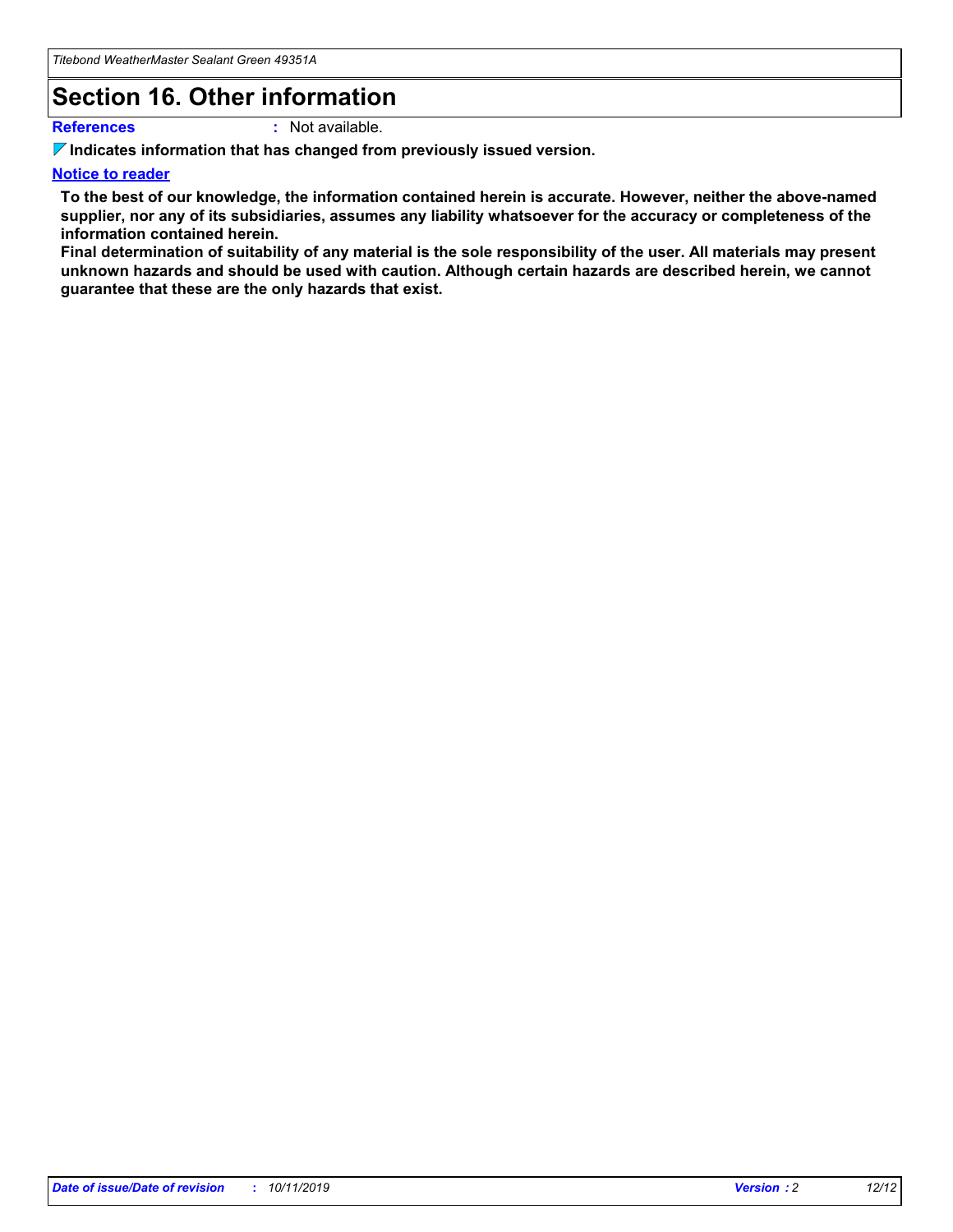# Section 16. Other information

**References** : Not available.

**Indicates information that has changed from previously issued version.**

**Notice to reader**

**To the best of our knowledge, the information contained herein is accurate. However, neither the above-named supplier, nor any of its subsidiaries, assumes any liability whatsoever for the accuracy or completeness of the information contained herein.**

**Final determination of suitability of any material is the sole responsibility of the user. All materials may present unknown hazards and should be used with caution. Although certain hazards are described herein, we cannot guarantee that these are the only hazards that exist.**